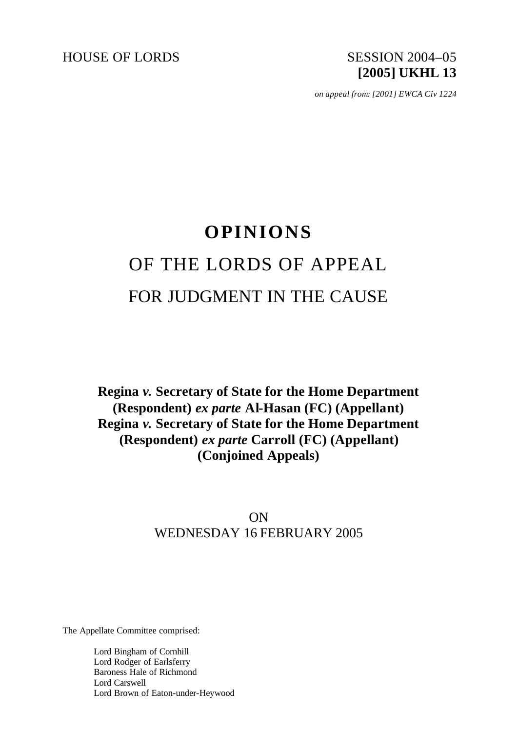HOUSE OF LORDS SESSION 2004–05

**[2005] UKHL 13**

*on appeal from: [2001] EWCA Civ 1224*

# OPINIONS

## OF THE LORDS OF APPEAL

## FOR JUDGMENT IN THE CAUSE

**Regina *v.* Secretary of State for the Home Department (Respondent) *ex parte* Al-Hasan (FC) (Appellant)**
**Regina *v.* Secretary of State for the Home Department (Respondent) *ex parte* Carroll (FC) (Appellant)**
**(Conjoined Appeals)**

ON
WEDNESDAY 16 FEBRUARY 2005

The Appellate Committee comprised:

Lord Bingham of Cornhill
Lord Rodger of Earlsferry
Baroness Hale of Richmond
Lord Carswell
Lord Brown of Eaton-under-Heywood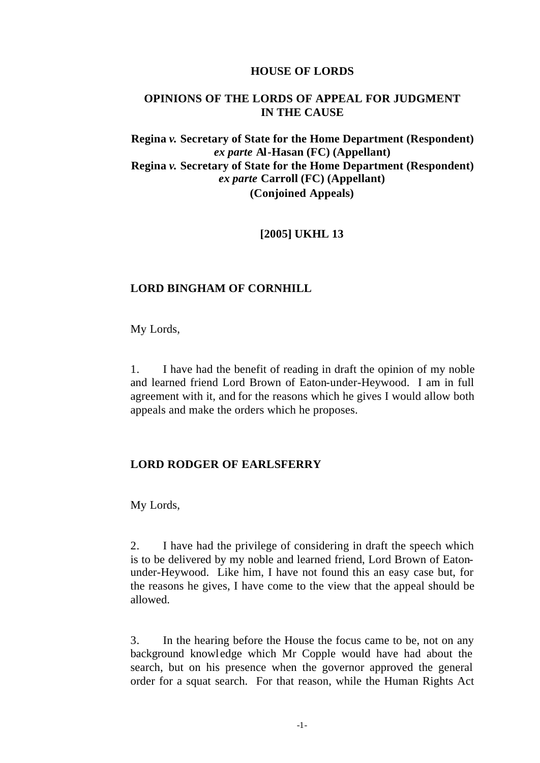**HOUSE OF LORDS**

**OPINIONS OF THE LORDS OF APPEAL FOR JUDGMENT IN THE CAUSE**

**Regina *v.* Secretary of State for the Home Department (Respondent) *ex parte* Al-Hasan (FC) (Appellant)**
**Regina *v.* Secretary of State for the Home Department (Respondent) *ex parte* Carroll (FC) (Appellant)**
**(Conjoined Appeals)**

**[2005] UKHL 13**

**LORD BINGHAM OF CORNHILL**

My Lords,

1. I have had the benefit of reading in draft the opinion of my noble and learned friend Lord Brown of Eaton-under-Heywood. I am in full agreement with it, and for the reasons which he gives I would allow both appeals and make the orders which he proposes.

**LORD RODGER OF EARLSFERRY**

My Lords,

2. I have had the privilege of considering in draft the speech which is to be delivered by my noble and learned friend, Lord Brown of Eaton-under-Heywood. Like him, I have not found this an easy case but, for the reasons he gives, I have come to the view that the appeal should be allowed.

3. In the hearing before the House the focus came to be, not on any background knowledge which Mr Copple would have had about the search, but on his presence when the governor approved the general order for a squat search. For that reason, while the Human Rights Act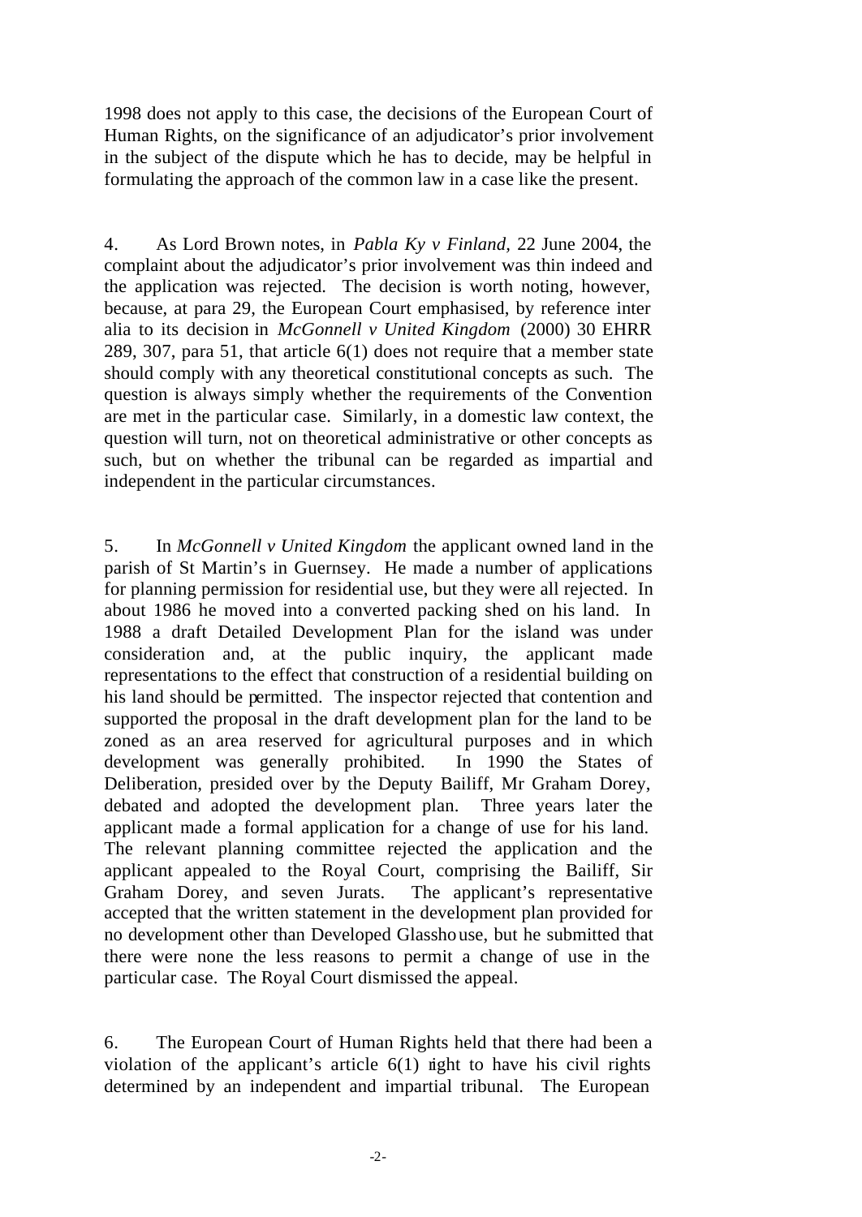1998 does not apply to this case, the decisions of the European Court of Human Rights, on the significance of an adjudicator's prior involvement in the subject of the dispute which he has to decide, may be helpful in formulating the approach of the common law in a case like the present.

4. As Lord Brown notes, in *Pabla Ky v Finland*, 22 June 2004, the complaint about the adjudicator's prior involvement was thin indeed and the application was rejected. The decision is worth noting, however, because, at para 29, the European Court emphasised, by reference inter alia to its decision in *McGonnell v United Kingdom* (2000) 30 EHRR 289, 307, para 51, that article 6(1) does not require that a member state should comply with any theoretical constitutional concepts as such. The question is always simply whether the requirements of the Convention are met in the particular case. Similarly, in a domestic law context, the question will turn, not on theoretical administrative or other concepts as such, but on whether the tribunal can be regarded as impartial and independent in the particular circumstances.

5. In *McGonnell v United Kingdom* the applicant owned land in the parish of St Martin's in Guernsey. He made a number of applications for planning permission for residential use, but they were all rejected. In about 1986 he moved into a converted packing shed on his land. In 1988 a draft Detailed Development Plan for the island was under consideration and, at the public inquiry, the applicant made representations to the effect that construction of a residential building on his land should be permitted. The inspector rejected that contention and supported the proposal in the draft development plan for the land to be zoned as an area reserved for agricultural purposes and in which development was generally prohibited. In 1990 the States of Deliberation, presided over by the Deputy Bailiff, Mr Graham Dorey, debated and adopted the development plan. Three years later the applicant made a formal application for a change of use for his land. The relevant planning committee rejected the application and the applicant appealed to the Royal Court, comprising the Bailiff, Sir Graham Dorey, and seven Jurats. The applicant's representative accepted that the written statement in the development plan provided for no development other than Developed Glasshouse, but he submitted that there were none the less reasons to permit a change of use in the particular case. The Royal Court dismissed the appeal.

6. The European Court of Human Rights held that there had been a violation of the applicant's article 6(1) right to have his civil rights determined by an independent and impartial tribunal. The European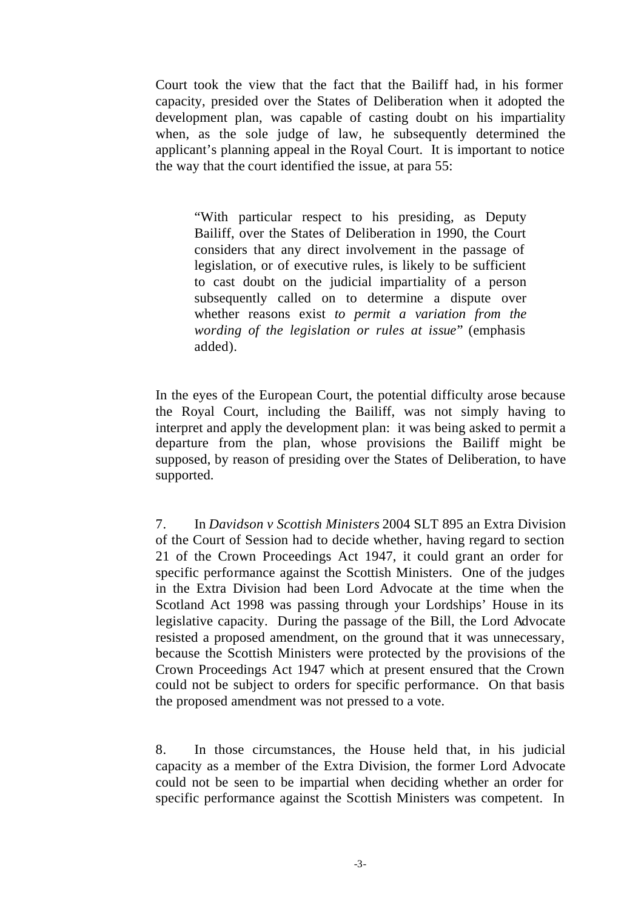Court took the view that the fact that the Bailiff had, in his former capacity, presided over the States of Deliberation when it adopted the development plan, was capable of casting doubt on his impartiality when, as the sole judge of law, he subsequently determined the applicant's planning appeal in the Royal Court. It is important to notice the way that the court identified the issue, at para 55:

> "With particular respect to his presiding, as Deputy Bailiff, over the States of Deliberation in 1990, the Court considers that any direct involvement in the passage of legislation, or of executive rules, is likely to be sufficient to cast doubt on the judicial impartiality of a person subsequently called on to determine a dispute over whether reasons exist *to permit a variation from the wording of the legislation or rules at issue*" (emphasis added).

In the eyes of the European Court, the potential difficulty arose because the Royal Court, including the Bailiff, was not simply having to interpret and apply the development plan: it was being asked to permit a departure from the plan, whose provisions the Bailiff might be supposed, by reason of presiding over the States of Deliberation, to have supported.

7. In *Davidson v Scottish Ministers* 2004 SLT 895 an Extra Division of the Court of Session had to decide whether, having regard to section 21 of the Crown Proceedings Act 1947, it could grant an order for specific performance against the Scottish Ministers. One of the judges in the Extra Division had been Lord Advocate at the time when the Scotland Act 1998 was passing through your Lordships' House in its legislative capacity. During the passage of the Bill, the Lord Advocate resisted a proposed amendment, on the ground that it was unnecessary, because the Scottish Ministers were protected by the provisions of the Crown Proceedings Act 1947 which at present ensured that the Crown could not be subject to orders for specific performance. On that basis the proposed amendment was not pressed to a vote.

8. In those circumstances, the House held that, in his judicial capacity as a member of the Extra Division, the former Lord Advocate could not be seen to be impartial when deciding whether an order for specific performance against the Scottish Ministers was competent. In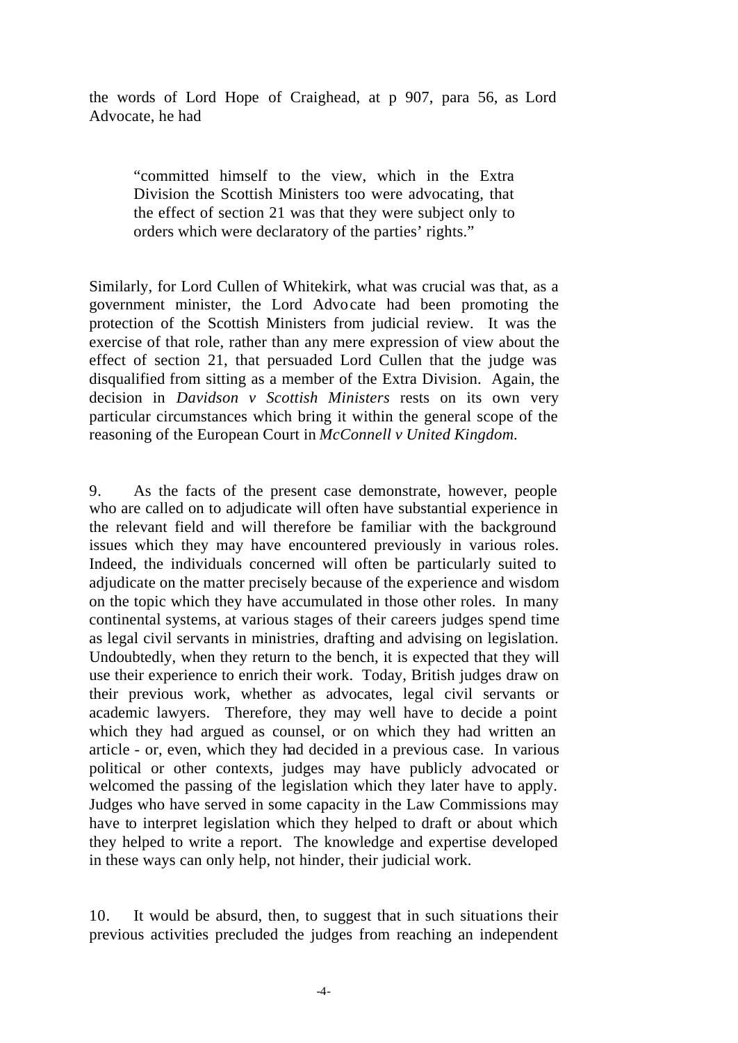the words of Lord Hope of Craighead, at p 907, para 56, as Lord Advocate, he had

> "committed himself to the view, which in the Extra Division the Scottish Ministers too were advocating, that the effect of section 21 was that they were subject only to orders which were declaratory of the parties' rights."

Similarly, for Lord Cullen of Whitekirk, what was crucial was that, as a government minister, the Lord Advocate had been promoting the protection of the Scottish Ministers from judicial review. It was the exercise of that role, rather than any mere expression of view about the effect of section 21, that persuaded Lord Cullen that the judge was disqualified from sitting as a member of the Extra Division. Again, the decision in *Davidson v Scottish Ministers* rests on its own very particular circumstances which bring it within the general scope of the reasoning of the European Court in *McConnell v United Kingdom.*

9. As the facts of the present case demonstrate, however, people who are called on to adjudicate will often have substantial experience in the relevant field and will therefore be familiar with the background issues which they may have encountered previously in various roles. Indeed, the individuals concerned will often be particularly suited to adjudicate on the matter precisely because of the experience and wisdom on the topic which they have accumulated in those other roles. In many continental systems, at various stages of their careers judges spend time as legal civil servants in ministries, drafting and advising on legislation. Undoubtedly, when they return to the bench, it is expected that they will use their experience to enrich their work. Today, British judges draw on their previous work, whether as advocates, legal civil servants or academic lawyers. Therefore, they may well have to decide a point which they had argued as counsel, or on which they had written an article - or, even, which they had decided in a previous case. In various political or other contexts, judges may have publicly advocated or welcomed the passing of the legislation which they later have to apply. Judges who have served in some capacity in the Law Commissions may have to interpret legislation which they helped to draft or about which they helped to write a report. The knowledge and expertise developed in these ways can only help, not hinder, their judicial work.

10. It would be absurd, then, to suggest that in such situations their previous activities precluded the judges from reaching an independent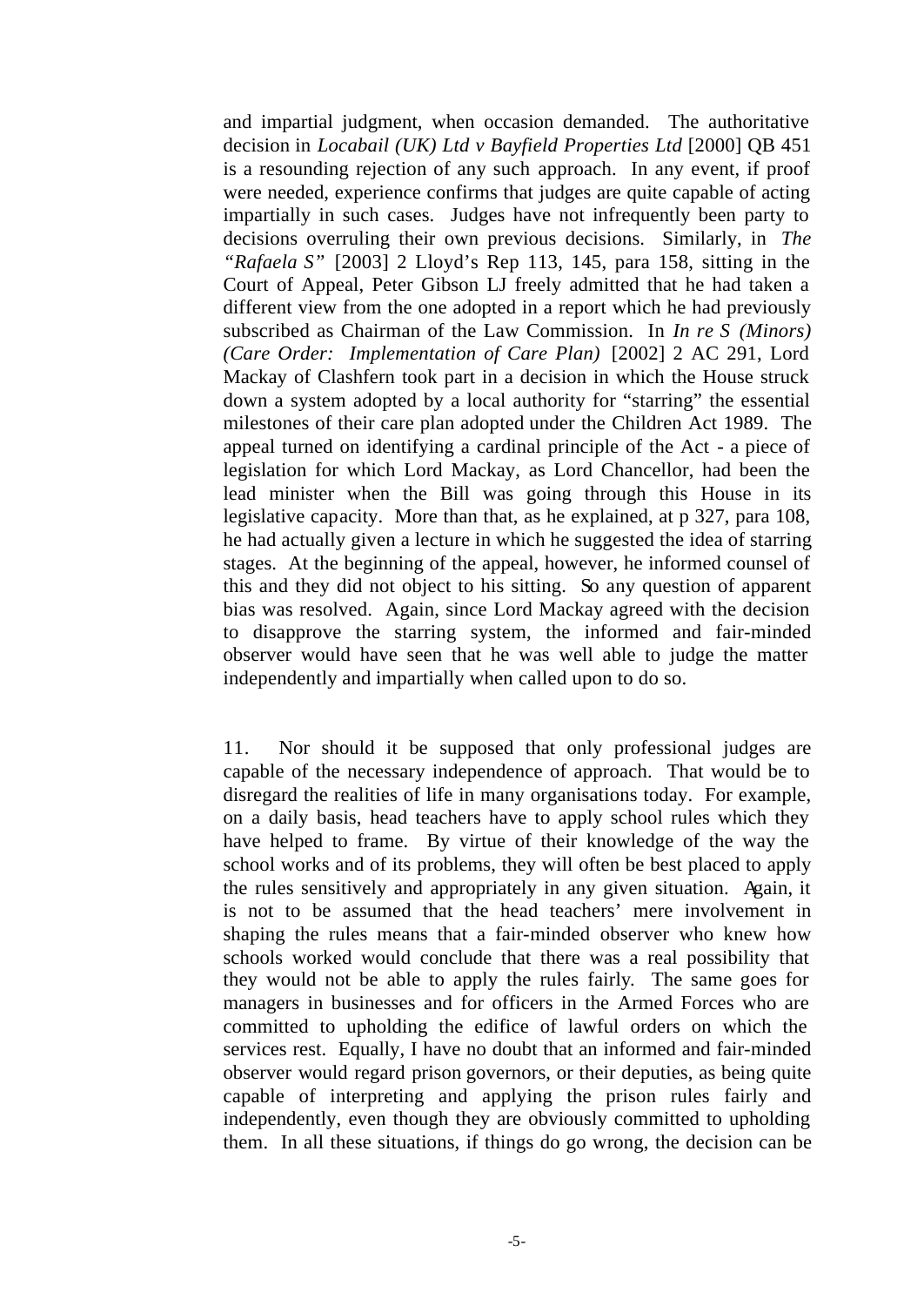and impartial judgment, when occasion demanded. The authoritative decision in *Locabail (UK) Ltd v Bayfield Properties Ltd* [2000] QB 451 is a resounding rejection of any such approach. In any event, if proof were needed, experience confirms that judges are quite capable of acting impartially in such cases. Judges have not infrequently been party to decisions overruling their own previous decisions. Similarly, in *The "Rafaela S"* [2003] 2 Lloyd's Rep 113, 145, para 158, sitting in the Court of Appeal, Peter Gibson LJ freely admitted that he had taken a different view from the one adopted in a report which he had previously subscribed as Chairman of the Law Commission. In *In re S (Minors) (Care Order: Implementation of Care Plan)* [2002] 2 AC 291, Lord Mackay of Clashfern took part in a decision in which the House struck down a system adopted by a local authority for "starring" the essential milestones of their care plan adopted under the Children Act 1989. The appeal turned on identifying a cardinal principle of the Act - a piece of legislation for which Lord Mackay, as Lord Chancellor, had been the lead minister when the Bill was going through this House in its legislative capacity. More than that, as he explained, at p 327, para 108, he had actually given a lecture in which he suggested the idea of starring stages. At the beginning of the appeal, however, he informed counsel of this and they did not object to his sitting. So any question of apparent bias was resolved. Again, since Lord Mackay agreed with the decision to disapprove the starring system, the informed and fair-minded observer would have seen that he was well able to judge the matter independently and impartially when called upon to do so.

11. Nor should it be supposed that only professional judges are capable of the necessary independence of approach. That would be to disregard the realities of life in many organisations today. For example, on a daily basis, head teachers have to apply school rules which they have helped to frame. By virtue of their knowledge of the way the school works and of its problems, they will often be best placed to apply the rules sensitively and appropriately in any given situation. Again, it is not to be assumed that the head teachers' mere involvement in shaping the rules means that a fair-minded observer who knew how schools worked would conclude that there was a real possibility that they would not be able to apply the rules fairly. The same goes for managers in businesses and for officers in the Armed Forces who are committed to upholding the edifice of lawful orders on which the services rest. Equally, I have no doubt that an informed and fair-minded observer would regard prison governors, or their deputies, as being quite capable of interpreting and applying the prison rules fairly and independently, even though they are obviously committed to upholding them. In all these situations, if things do go wrong, the decision can be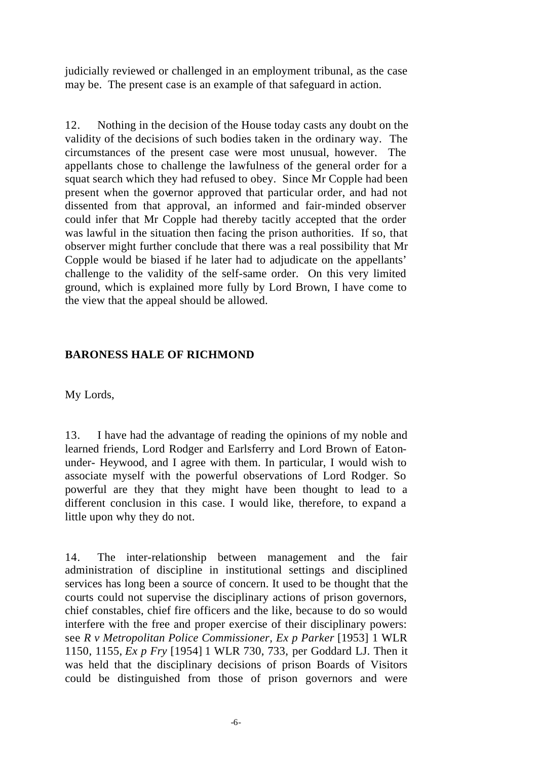judicially reviewed or challenged in an employment tribunal, as the case may be. The present case is an example of that safeguard in action.

12. Nothing in the decision of the House today casts any doubt on the validity of the decisions of such bodies taken in the ordinary way. The circumstances of the present case were most unusual, however. The appellants chose to challenge the lawfulness of the general order for a squat search which they had refused to obey. Since Mr Copple had been present when the governor approved that particular order, and had not dissented from that approval, an informed and fair-minded observer could infer that Mr Copple had thereby tacitly accepted that the order was lawful in the situation then facing the prison authorities. If so, that observer might further conclude that there was a real possibility that Mr Copple would be biased if he later had to adjudicate on the appellants' challenge to the validity of the self-same order. On this very limited ground, which is explained more fully by Lord Brown, I have come to the view that the appeal should be allowed.

## BARONESS HALE OF RICHMOND

My Lords,

13. I have had the advantage of reading the opinions of my noble and learned friends, Lord Rodger and Earlsferry and Lord Brown of Eaton-under- Heywood, and I agree with them. In particular, I would wish to associate myself with the powerful observations of Lord Rodger. So powerful are they that they might have been thought to lead to a different conclusion in this case. I would like, therefore, to expand a little upon why they do not.

14. The inter-relationship between management and the fair administration of discipline in institutional settings and disciplined services has long been a source of concern. It used to be thought that the courts could not supervise the disciplinary actions of prison governors, chief constables, chief fire officers and the like, because to do so would interfere with the free and proper exercise of their disciplinary powers: see *R v Metropolitan Police Commissioner, Ex p Parker* [1953] 1 WLR 1150, 1155, *Ex p Fry* [1954] 1 WLR 730, 733, per Goddard LJ. Then it was held that the disciplinary decisions of prison Boards of Visitors could be distinguished from those of prison governors and were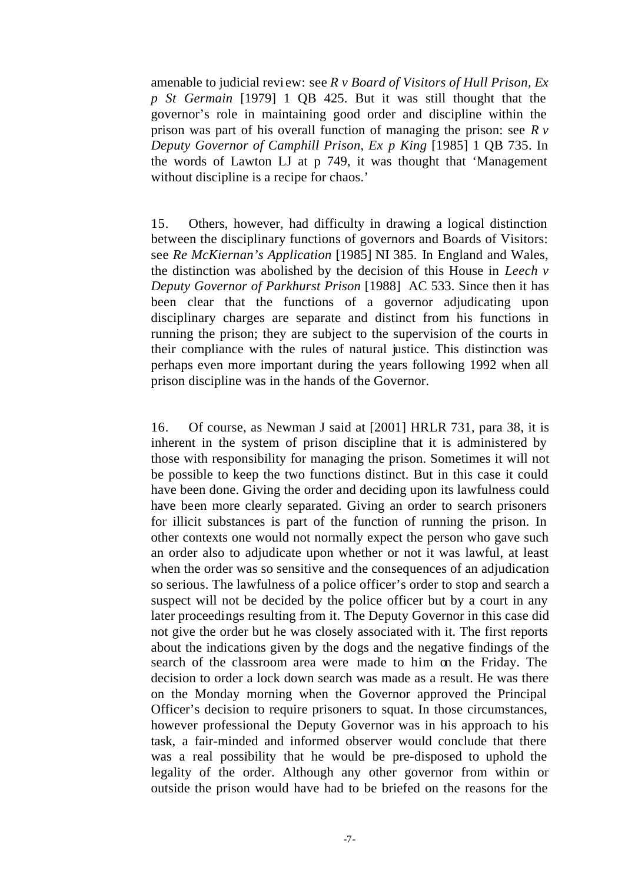amenable to judicial review: see *R v Board of Visitors of Hull Prison, Ex p St Germain* [1979] 1 QB 425. But it was still thought that the governor's role in maintaining good order and discipline within the prison was part of his overall function of managing the prison: see *R v Deputy Governor of Camphill Prison, Ex p King* [1985] 1 QB 735. In the words of Lawton LJ at p 749, it was thought that 'Management without discipline is a recipe for chaos.'

15. Others, however, had difficulty in drawing a logical distinction between the disciplinary functions of governors and Boards of Visitors: see *Re McKiernan's Application* [1985] NI 385. In England and Wales, the distinction was abolished by the decision of this House in *Leech v Deputy Governor of Parkhurst Prison* [1988] AC 533. Since then it has been clear that the functions of a governor adjudicating upon disciplinary charges are separate and distinct from his functions in running the prison; they are subject to the supervision of the courts in their compliance with the rules of natural justice. This distinction was perhaps even more important during the years following 1992 when all prison discipline was in the hands of the Governor.

16. Of course, as Newman J said at [2001] HRLR 731, para 38, it is inherent in the system of prison discipline that it is administered by those with responsibility for managing the prison. Sometimes it will not be possible to keep the two functions distinct. But in this case it could have been done. Giving the order and deciding upon its lawfulness could have been more clearly separated. Giving an order to search prisoners for illicit substances is part of the function of running the prison. In other contexts one would not normally expect the person who gave such an order also to adjudicate upon whether or not it was lawful, at least when the order was so sensitive and the consequences of an adjudication so serious. The lawfulness of a police officer's order to stop and search a suspect will not be decided by the police officer but by a court in any later proceedings resulting from it. The Deputy Governor in this case did not give the order but he was closely associated with it. The first reports about the indications given by the dogs and the negative findings of the search of the classroom area were made to him on the Friday. The decision to order a lock down search was made as a result. He was there on the Monday morning when the Governor approved the Principal Officer's decision to require prisoners to squat. In those circumstances, however professional the Deputy Governor was in his approach to his task, a fair-minded and informed observer would conclude that there was a real possibility that he would be pre-disposed to uphold the legality of the order. Although any other governor from within or outside the prison would have had to be briefed on the reasons for the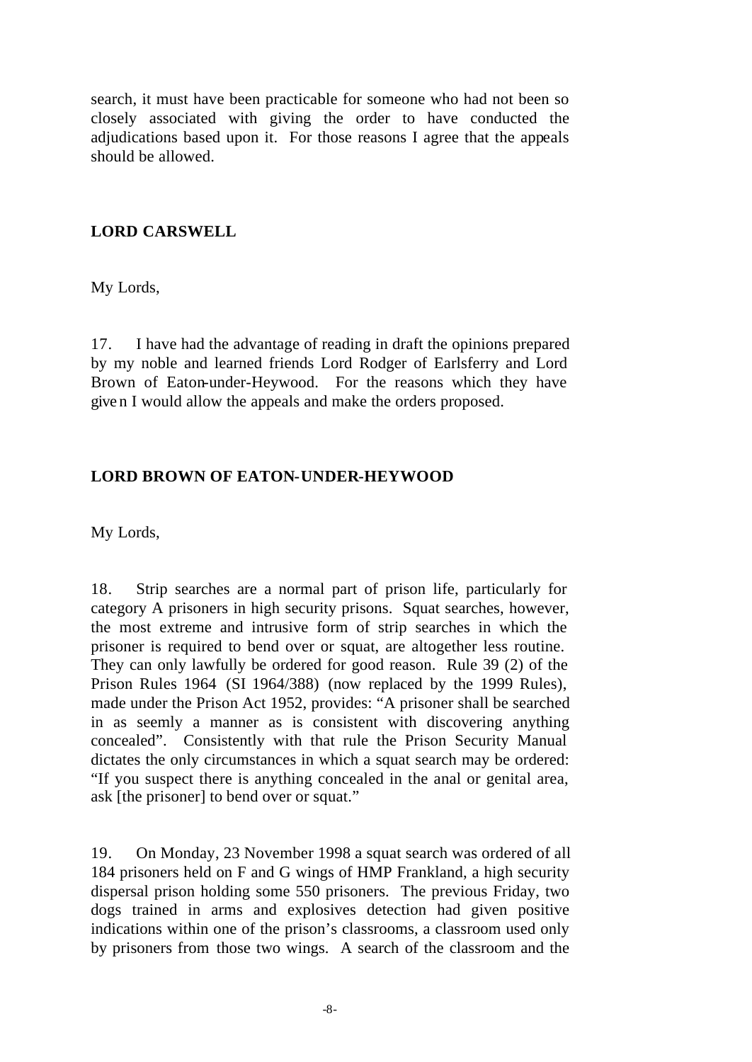search, it must have been practicable for someone who had not been so closely associated with giving the order to have conducted the adjudications based upon it. For those reasons I agree that the appeals should be allowed.

## LORD CARSWELL

My Lords,

17. I have had the advantage of reading in draft the opinions prepared by my noble and learned friends Lord Rodger of Earlsferry and Lord Brown of Eaton-under-Heywood. For the reasons which they have given I would allow the appeals and make the orders proposed.

## LORD BROWN OF EATON-UNDER-HEYWOOD

My Lords,

18. Strip searches are a normal part of prison life, particularly for category A prisoners in high security prisons. Squat searches, however, the most extreme and intrusive form of strip searches in which the prisoner is required to bend over or squat, are altogether less routine. They can only lawfully be ordered for good reason. Rule 39 (2) of the Prison Rules 1964 (SI 1964/388) (now replaced by the 1999 Rules), made under the Prison Act 1952, provides: "A prisoner shall be searched in as seemly a manner as is consistent with discovering anything concealed". Consistently with that rule the Prison Security Manual dictates the only circumstances in which a squat search may be ordered: "If you suspect there is anything concealed in the anal or genital area, ask [the prisoner] to bend over or squat."

19. On Monday, 23 November 1998 a squat search was ordered of all 184 prisoners held on F and G wings of HMP Frankland, a high security dispersal prison holding some 550 prisoners. The previous Friday, two dogs trained in arms and explosives detection had given positive indications within one of the prison's classrooms, a classroom used only by prisoners from those two wings. A search of the classroom and the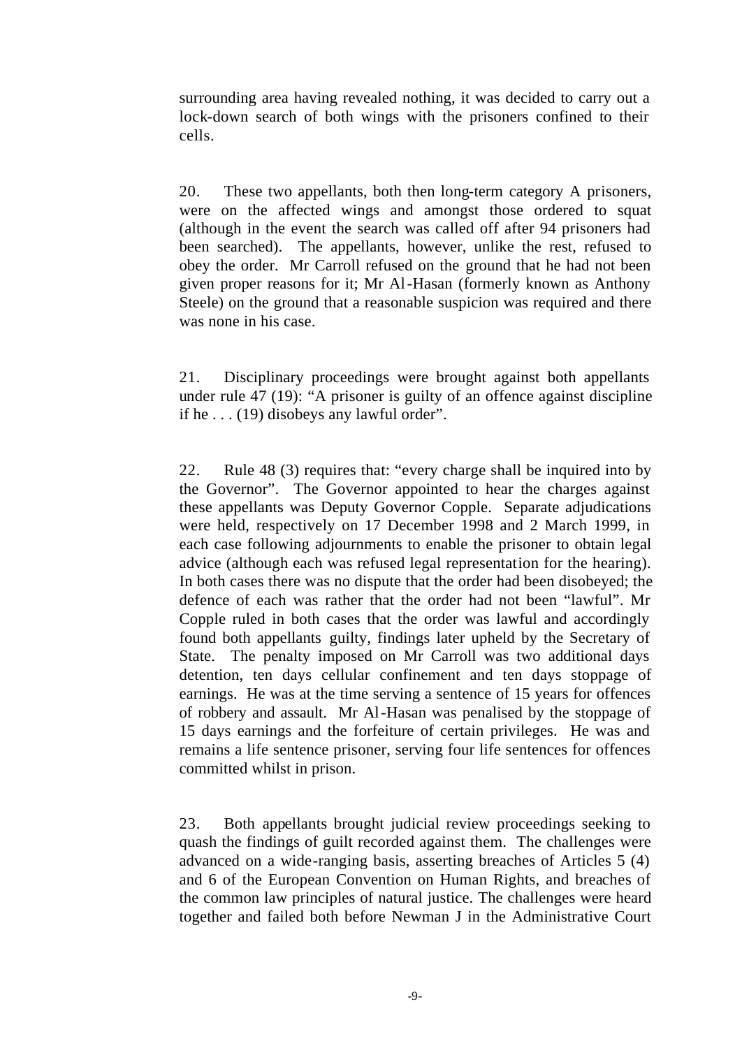surrounding area having revealed nothing, it was decided to carry out a lock-down search of both wings with the prisoners confined to their cells.

20. These two appellants, both then long-term category A prisoners, were on the affected wings and amongst those ordered to squat (although in the event the search was called off after 94 prisoners had been searched). The appellants, however, unlike the rest, refused to obey the order. Mr Carroll refused on the ground that he had not been given proper reasons for it; Mr Al-Hasan (formerly known as Anthony Steele) on the ground that a reasonable suspicion was required and there was none in his case.

21. Disciplinary proceedings were brought against both appellants under rule 47 (19): "A prisoner is guilty of an offence against discipline if he . . . (19) disobeys any lawful order".

22. Rule 48 (3) requires that: "every charge shall be inquired into by the Governor". The Governor appointed to hear the charges against these appellants was Deputy Governor Copple. Separate adjudications were held, respectively on 17 December 1998 and 2 March 1999, in each case following adjournments to enable the prisoner to obtain legal advice (although each was refused legal representation for the hearing). In both cases there was no dispute that the order had been disobeyed; the defence of each was rather that the order had not been "lawful". Mr Copple ruled in both cases that the order was lawful and accordingly found both appellants guilty, findings later upheld by the Secretary of State. The penalty imposed on Mr Carroll was two additional days detention, ten days cellular confinement and ten days stoppage of earnings. He was at the time serving a sentence of 15 years for offences of robbery and assault. Mr Al-Hasan was penalised by the stoppage of 15 days earnings and the forfeiture of certain privileges. He was and remains a life sentence prisoner, serving four life sentences for offences committed whilst in prison.

23. Both appellants brought judicial review proceedings seeking to quash the findings of guilt recorded against them. The challenges were advanced on a wide-ranging basis, asserting breaches of Articles 5 (4) and 6 of the European Convention on Human Rights, and breaches of the common law principles of natural justice. The challenges were heard together and failed both before Newman J in the Administrative Court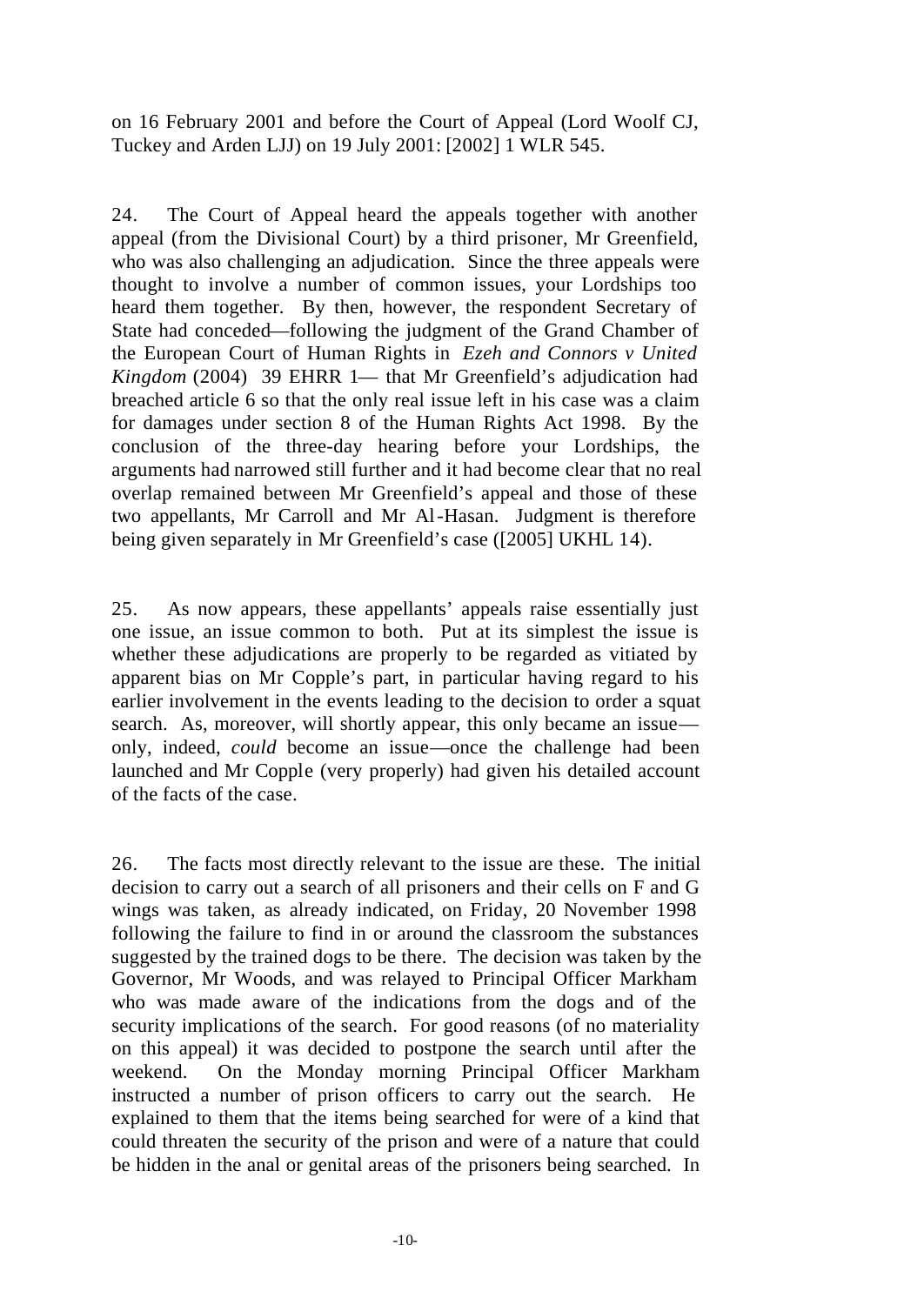on 16 February 2001 and before the Court of Appeal (Lord Woolf CJ, Tuckey and Arden LJJ) on 19 July 2001: [2002] 1 WLR 545.

24. The Court of Appeal heard the appeals together with another appeal (from the Divisional Court) by a third prisoner, Mr Greenfield, who was also challenging an adjudication. Since the three appeals were thought to involve a number of common issues, your Lordships too heard them together. By then, however, the respondent Secretary of State had conceded—following the judgment of the Grand Chamber of the European Court of Human Rights in *Ezeh and Connors v United Kingdom* (2004) 39 EHRR 1— that Mr Greenfield's adjudication had breached article 6 so that the only real issue left in his case was a claim for damages under section 8 of the Human Rights Act 1998. By the conclusion of the three-day hearing before your Lordships, the arguments had narrowed still further and it had become clear that no real overlap remained between Mr Greenfield's appeal and those of these two appellants, Mr Carroll and Mr Al-Hasan. Judgment is therefore being given separately in Mr Greenfield's case ([2005] UKHL 14).

25. As now appears, these appellants' appeals raise essentially just one issue, an issue common to both. Put at its simplest the issue is whether these adjudications are properly to be regarded as vitiated by apparent bias on Mr Copple's part, in particular having regard to his earlier involvement in the events leading to the decision to order a squat search. As, moreover, will shortly appear, this only became an issue—only, indeed, *could* become an issue—once the challenge had been launched and Mr Copple (very properly) had given his detailed account of the facts of the case.

26. The facts most directly relevant to the issue are these. The initial decision to carry out a search of all prisoners and their cells on F and G wings was taken, as already indicated, on Friday, 20 November 1998 following the failure to find in or around the classroom the substances suggested by the trained dogs to be there. The decision was taken by the Governor, Mr Woods, and was relayed to Principal Officer Markham who was made aware of the indications from the dogs and of the security implications of the search. For good reasons (of no materiality on this appeal) it was decided to postpone the search until after the weekend. On the Monday morning Principal Officer Markham instructed a number of prison officers to carry out the search. He explained to them that the items being searched for were of a kind that could threaten the security of the prison and were of a nature that could be hidden in the anal or genital areas of the prisoners being searched. In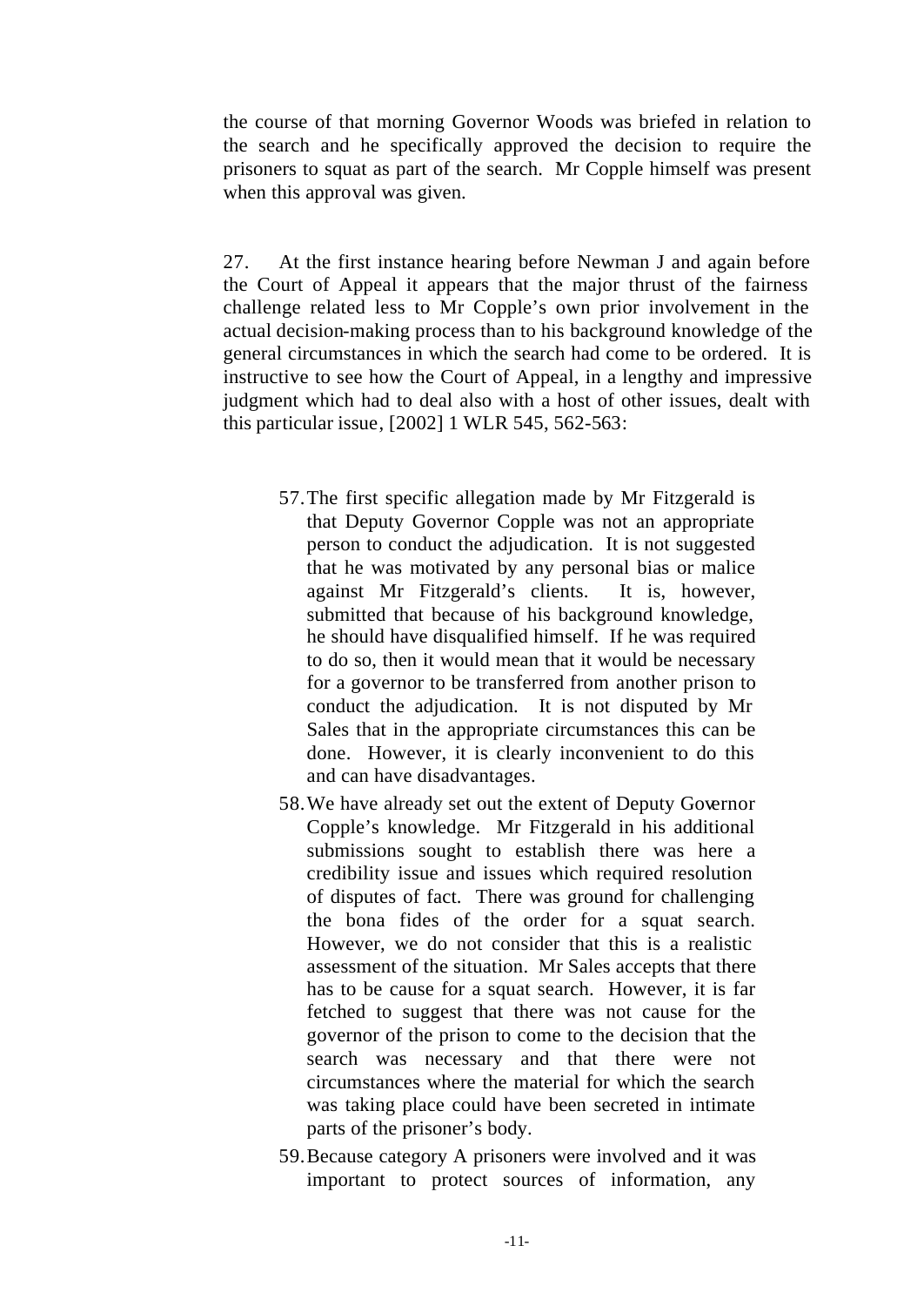the course of that morning Governor Woods was briefed in relation to the search and he specifically approved the decision to require the prisoners to squat as part of the search. Mr Copple himself was present when this approval was given.

27. At the first instance hearing before Newman J and again before the Court of Appeal it appears that the major thrust of the fairness challenge related less to Mr Copple's own prior involvement in the actual decision-making process than to his background knowledge of the general circumstances in which the search had come to be ordered. It is instructive to see how the Court of Appeal, in a lengthy and impressive judgment which had to deal also with a host of other issues, dealt with this particular issue, [2002] 1 WLR 545, 562-563:

> 57. The first specific allegation made by Mr Fitzgerald is that Deputy Governor Copple was not an appropriate person to conduct the adjudication. It is not suggested that he was motivated by any personal bias or malice against Mr Fitzgerald's clients. It is, however, submitted that because of his background knowledge, he should have disqualified himself. If he was required to do so, then it would mean that it would be necessary for a governor to be transferred from another prison to conduct the adjudication. It is not disputed by Mr Sales that in the appropriate circumstances this can be done. However, it is clearly inconvenient to do this and can have disadvantages.
>
> 58. We have already set out the extent of Deputy Governor Copple's knowledge. Mr Fitzgerald in his additional submissions sought to establish there was here a credibility issue and issues which required resolution of disputes of fact. There was ground for challenging the bona fides of the order for a squat search. However, we do not consider that this is a realistic assessment of the situation. Mr Sales accepts that there has to be cause for a squat search. However, it is far fetched to suggest that there was not cause for the governor of the prison to come to the decision that the search was necessary and that there were not circumstances where the material for which the search was taking place could have been secreted in intimate parts of the prisoner's body.
>
> 59. Because category A prisoners were involved and it was important to protect sources of information, any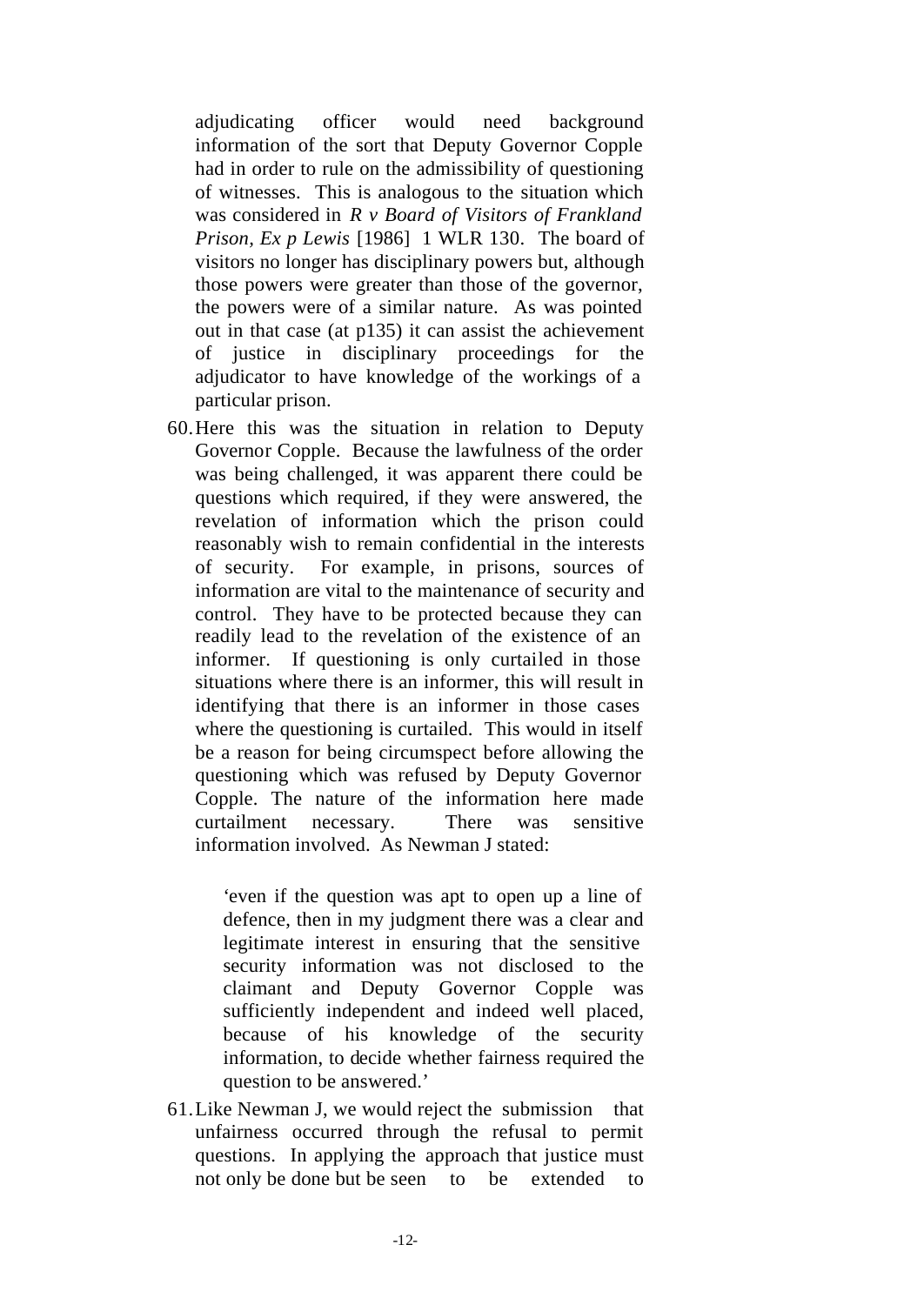adjudicating officer would need background information of the sort that Deputy Governor Copple had in order to rule on the admissibility of questioning of witnesses. This is analogous to the situation which was considered in *R v Board of Visitors of Frankland Prison, Ex p Lewis* [1986] 1 WLR 130. The board of visitors no longer has disciplinary powers but, although those powers were greater than those of the governor, the powers were of a similar nature. As was pointed out in that case (at p135) it can assist the achievement of justice in disciplinary proceedings for the adjudicator to have knowledge of the workings of a particular prison.

60. Here this was the situation in relation to Deputy Governor Copple. Because the lawfulness of the order was being challenged, it was apparent there could be questions which required, if they were answered, the revelation of information which the prison could reasonably wish to remain confidential in the interests of security. For example, in prisons, sources of information are vital to the maintenance of security and control. They have to be protected because they can readily lead to the revelation of the existence of an informer. If questioning is only curtailed in those situations where there is an informer, this will result in identifying that there is an informer in those cases where the questioning is curtailed. This would in itself be a reason for being circumspect before allowing the questioning which was refused by Deputy Governor Copple. The nature of the information here made curtailment necessary. There was sensitive information involved. As Newman J stated:

   > 'even if the question was apt to open up a line of defence, then in my judgment there was a clear and legitimate interest in ensuring that the sensitive security information was not disclosed to the claimant and Deputy Governor Copple was sufficiently independent and indeed well placed, because of his knowledge of the security information, to decide whether fairness required the question to be answered.'

61. Like Newman J, we would reject the submission that unfairness occurred through the refusal to permit questions. In applying the approach that justice must not only be done but be seen to be extended to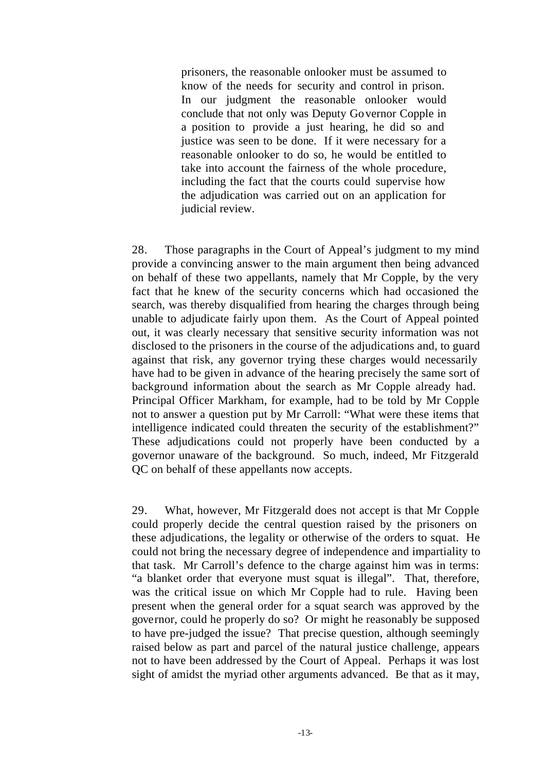> prisoners, the reasonable onlooker must be assumed to know of the needs for security and control in prison. In our judgment the reasonable onlooker would conclude that not only was Deputy Governor Copple in a position to provide a just hearing, he did so and justice was seen to be done. If it were necessary for a reasonable onlooker to do so, he would be entitled to take into account the fairness of the whole procedure, including the fact that the courts could supervise how the adjudication was carried out on an application for judicial review.

28. Those paragraphs in the Court of Appeal's judgment to my mind provide a convincing answer to the main argument then being advanced on behalf of these two appellants, namely that Mr Copple, by the very fact that he knew of the security concerns which had occasioned the search, was thereby disqualified from hearing the charges through being unable to adjudicate fairly upon them. As the Court of Appeal pointed out, it was clearly necessary that sensitive security information was not disclosed to the prisoners in the course of the adjudications and, to guard against that risk, any governor trying these charges would necessarily have had to be given in advance of the hearing precisely the same sort of background information about the search as Mr Copple already had. Principal Officer Markham, for example, had to be told by Mr Copple not to answer a question put by Mr Carroll: "What were these items that intelligence indicated could threaten the security of the establishment?" These adjudications could not properly have been conducted by a governor unaware of the background. So much, indeed, Mr Fitzgerald QC on behalf of these appellants now accepts.

29. What, however, Mr Fitzgerald does not accept is that Mr Copple could properly decide the central question raised by the prisoners on these adjudications, the legality or otherwise of the orders to squat. He could not bring the necessary degree of independence and impartiality to that task. Mr Carroll's defence to the charge against him was in terms: "a blanket order that everyone must squat is illegal". That, therefore, was the critical issue on which Mr Copple had to rule. Having been present when the general order for a squat search was approved by the governor, could he properly do so? Or might he reasonably be supposed to have pre-judged the issue? That precise question, although seemingly raised below as part and parcel of the natural justice challenge, appears not to have been addressed by the Court of Appeal. Perhaps it was lost sight of amidst the myriad other arguments advanced. Be that as it may,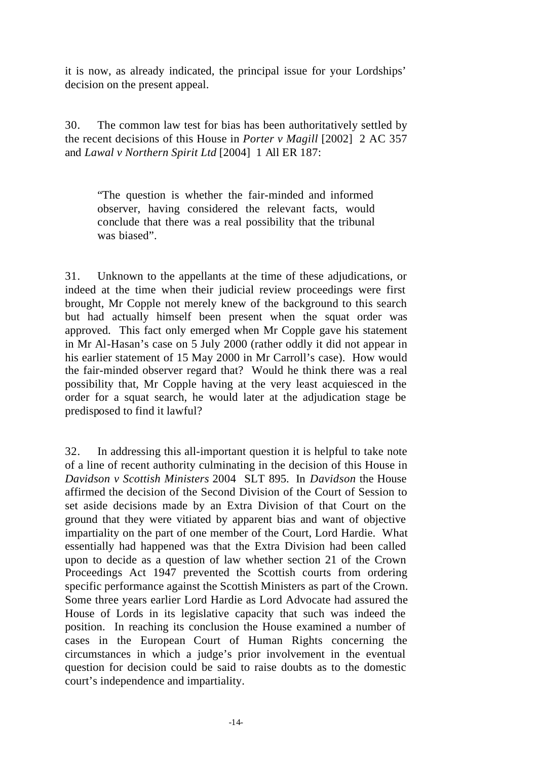it is now, as already indicated, the principal issue for your Lordships' decision on the present appeal.

30. The common law test for bias has been authoritatively settled by the recent decisions of this House in *Porter v Magill* [2002] 2 AC 357 and *Lawal v Northern Spirit Ltd* [2004] 1 All ER 187:

> "The question is whether the fair-minded and informed observer, having considered the relevant facts, would conclude that there was a real possibility that the tribunal was biased".

31. Unknown to the appellants at the time of these adjudications, or indeed at the time when their judicial review proceedings were first brought, Mr Copple not merely knew of the background to this search but had actually himself been present when the squat order was approved. This fact only emerged when Mr Copple gave his statement in Mr Al-Hasan's case on 5 July 2000 (rather oddly it did not appear in his earlier statement of 15 May 2000 in Mr Carroll's case). How would the fair-minded observer regard that? Would he think there was a real possibility that, Mr Copple having at the very least acquiesced in the order for a squat search, he would later at the adjudication stage be predisposed to find it lawful?

32. In addressing this all-important question it is helpful to take note of a line of recent authority culminating in the decision of this House in *Davidson v Scottish Ministers* 2004 SLT 895. In *Davidson* the House affirmed the decision of the Second Division of the Court of Session to set aside decisions made by an Extra Division of that Court on the ground that they were vitiated by apparent bias and want of objective impartiality on the part of one member of the Court, Lord Hardie. What essentially had happened was that the Extra Division had been called upon to decide as a question of law whether section 21 of the Crown Proceedings Act 1947 prevented the Scottish courts from ordering specific performance against the Scottish Ministers as part of the Crown. Some three years earlier Lord Hardie as Lord Advocate had assured the House of Lords in its legislative capacity that such was indeed the position. In reaching its conclusion the House examined a number of cases in the European Court of Human Rights concerning the circumstances in which a judge's prior involvement in the eventual question for decision could be said to raise doubts as to the domestic court's independence and impartiality.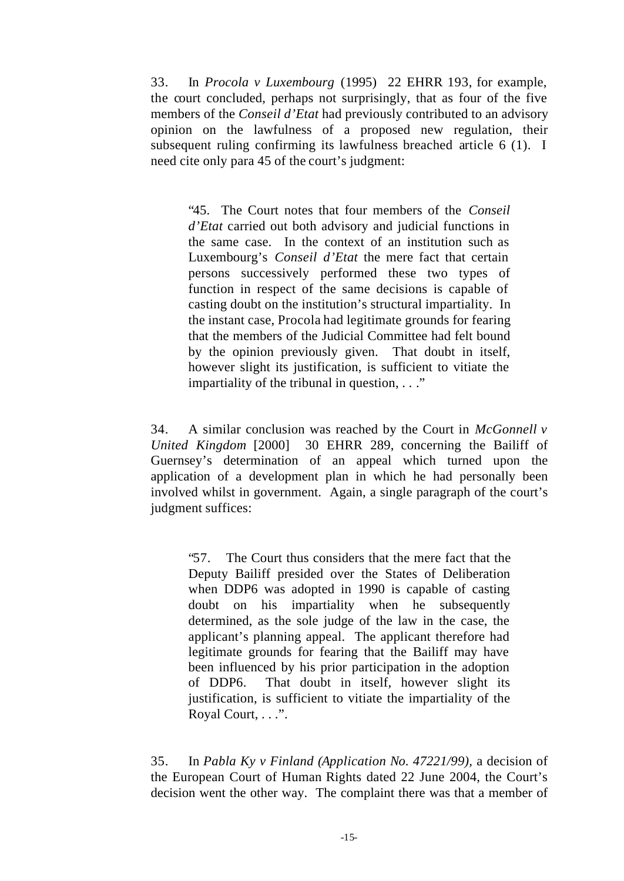33. In *Procola v Luxembourg* (1995) 22 EHRR 193, for example, the court concluded, perhaps not surprisingly, that as four of the five members of the *Conseil d'Etat* had previously contributed to an advisory opinion on the lawfulness of a proposed new regulation, their subsequent ruling confirming its lawfulness breached article 6 (1). I need cite only para 45 of the court's judgment:

> "45. The Court notes that four members of the *Conseil d'Etat* carried out both advisory and judicial functions in the same case. In the context of an institution such as Luxembourg's *Conseil d'Etat* the mere fact that certain persons successively performed these two types of function in respect of the same decisions is capable of casting doubt on the institution's structural impartiality. In the instant case, Procola had legitimate grounds for fearing that the members of the Judicial Committee had felt bound by the opinion previously given. That doubt in itself, however slight its justification, is sufficient to vitiate the impartiality of the tribunal in question, . . ."

34. A similar conclusion was reached by the Court in *McGonnell v United Kingdom* [2000] 30 EHRR 289, concerning the Bailiff of Guernsey's determination of an appeal which turned upon the application of a development plan in which he had personally been involved whilst in government. Again, a single paragraph of the court's judgment suffices:

> "57. The Court thus considers that the mere fact that the Deputy Bailiff presided over the States of Deliberation when DDP6 was adopted in 1990 is capable of casting doubt on his impartiality when he subsequently determined, as the sole judge of the law in the case, the applicant's planning appeal. The applicant therefore had legitimate grounds for fearing that the Bailiff may have been influenced by his prior participation in the adoption of DDP6. That doubt in itself, however slight its justification, is sufficient to vitiate the impartiality of the Royal Court, . . .".

35. In *Pabla Ky v Finland (Application No. 47221/99)*, a decision of the European Court of Human Rights dated 22 June 2004, the Court's decision went the other way. The complaint there was that a member of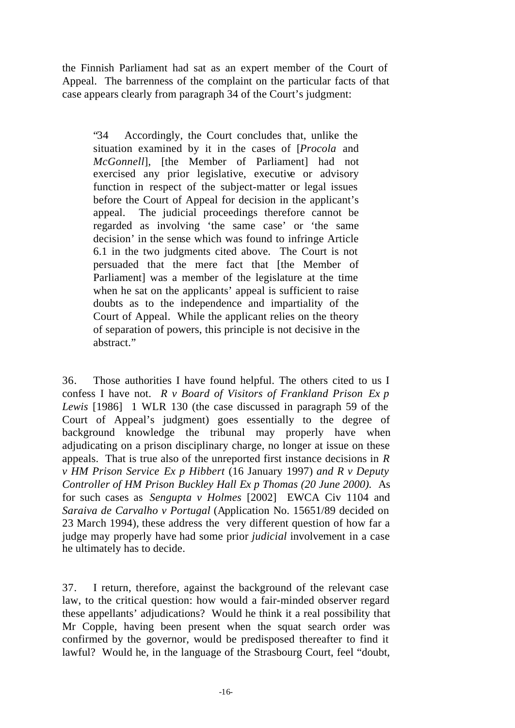the Finnish Parliament had sat as an expert member of the Court of Appeal. The barrenness of the complaint on the particular facts of that case appears clearly from paragraph 34 of the Court's judgment:

> "34 Accordingly, the Court concludes that, unlike the situation examined by it in the cases of [*Procola* and *McGonnell*], [the Member of Parliament] had not exercised any prior legislative, executive or advisory function in respect of the subject-matter or legal issues before the Court of Appeal for decision in the applicant's appeal. The judicial proceedings therefore cannot be regarded as involving 'the same case' or 'the same decision' in the sense which was found to infringe Article 6.1 in the two judgments cited above. The Court is not persuaded that the mere fact that [the Member of Parliament] was a member of the legislature at the time when he sat on the applicants' appeal is sufficient to raise doubts as to the independence and impartiality of the Court of Appeal. While the applicant relies on the theory of separation of powers, this principle is not decisive in the abstract."

36. Those authorities I have found helpful. The others cited to us I confess I have not. *R v Board of Visitors of Frankland Prison Ex p Lewis* [1986] 1 WLR 130 (the case discussed in paragraph 59 of the Court of Appeal's judgment) goes essentially to the degree of background knowledge the tribunal may properly have when adjudicating on a prison disciplinary charge, no longer at issue on these appeals. That is true also of the unreported first instance decisions in *R v HM Prison Service Ex p Hibbert* (16 January 1997) *and R v Deputy Controller of HM Prison Buckley Hall Ex p Thomas (20 June 2000).* As for such cases as *Sengupta v Holmes* [2002] EWCA Civ 1104 and *Saraiva de Carvalho v Portugal* (Application No. 15651/89 decided on 23 March 1994), these address the very different question of how far a judge may properly have had some prior *judicial* involvement in a case he ultimately has to decide.

37. I return, therefore, against the background of the relevant case law, to the critical question: how would a fair-minded observer regard these appellants' adjudications? Would he think it a real possibility that Mr Copple, having been present when the squat search order was confirmed by the governor, would be predisposed thereafter to find it lawful? Would he, in the language of the Strasbourg Court, feel "doubt,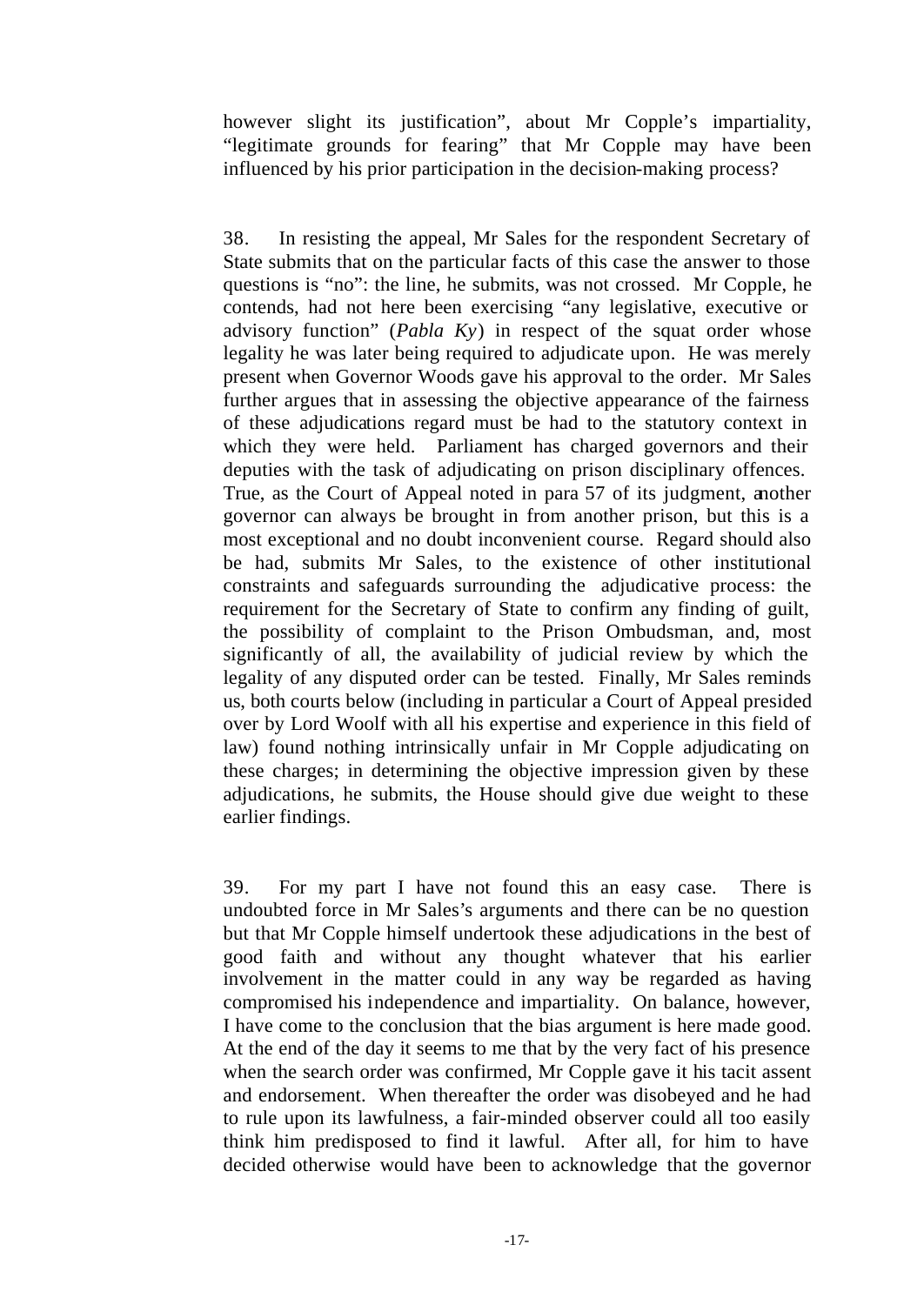however slight its justification", about Mr Copple's impartiality, "legitimate grounds for fearing" that Mr Copple may have been influenced by his prior participation in the decision-making process?

38. In resisting the appeal, Mr Sales for the respondent Secretary of State submits that on the particular facts of this case the answer to those questions is "no": the line, he submits, was not crossed. Mr Copple, he contends, had not here been exercising "any legislative, executive or advisory function" (*Pabla Ky*) in respect of the squat order whose legality he was later being required to adjudicate upon. He was merely present when Governor Woods gave his approval to the order. Mr Sales further argues that in assessing the objective appearance of the fairness of these adjudications regard must be had to the statutory context in which they were held. Parliament has charged governors and their deputies with the task of adjudicating on prison disciplinary offences. True, as the Court of Appeal noted in para 57 of its judgment, another governor can always be brought in from another prison, but this is a most exceptional and no doubt inconvenient course. Regard should also be had, submits Mr Sales, to the existence of other institutional constraints and safeguards surrounding the adjudicative process: the requirement for the Secretary of State to confirm any finding of guilt, the possibility of complaint to the Prison Ombudsman, and, most significantly of all, the availability of judicial review by which the legality of any disputed order can be tested. Finally, Mr Sales reminds us, both courts below (including in particular a Court of Appeal presided over by Lord Woolf with all his expertise and experience in this field of law) found nothing intrinsically unfair in Mr Copple adjudicating on these charges; in determining the objective impression given by these adjudications, he submits, the House should give due weight to these earlier findings.

39. For my part I have not found this an easy case. There is undoubted force in Mr Sales's arguments and there can be no question but that Mr Copple himself undertook these adjudications in the best of good faith and without any thought whatever that his earlier involvement in the matter could in any way be regarded as having compromised his independence and impartiality. On balance, however, I have come to the conclusion that the bias argument is here made good. At the end of the day it seems to me that by the very fact of his presence when the search order was confirmed, Mr Copple gave it his tacit assent and endorsement. When thereafter the order was disobeyed and he had to rule upon its lawfulness, a fair-minded observer could all too easily think him predisposed to find it lawful. After all, for him to have decided otherwise would have been to acknowledge that the governor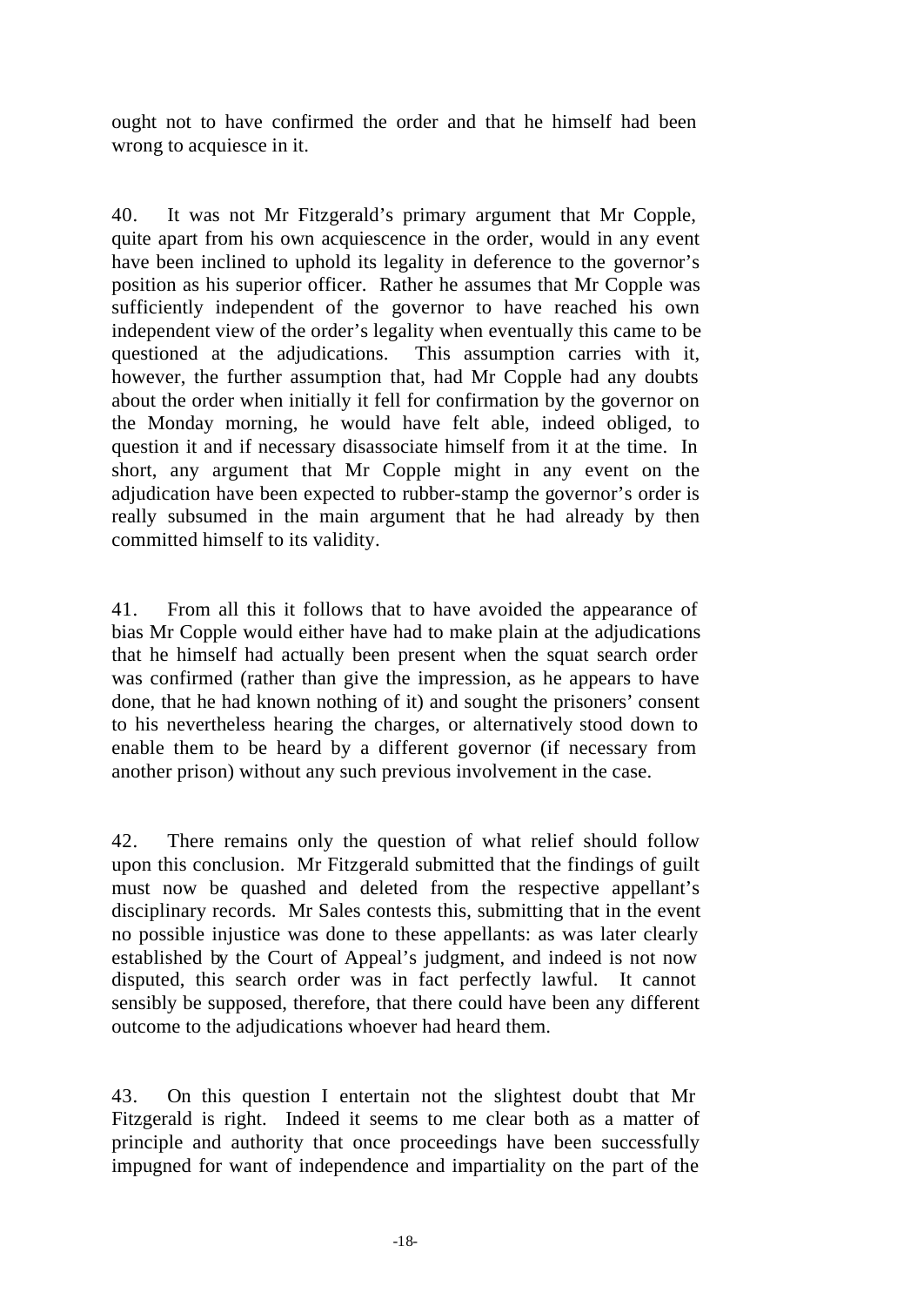ought not to have confirmed the order and that he himself had been wrong to acquiesce in it.

40. It was not Mr Fitzgerald's primary argument that Mr Copple, quite apart from his own acquiescence in the order, would in any event have been inclined to uphold its legality in deference to the governor's position as his superior officer. Rather he assumes that Mr Copple was sufficiently independent of the governor to have reached his own independent view of the order's legality when eventually this came to be questioned at the adjudications. This assumption carries with it, however, the further assumption that, had Mr Copple had any doubts about the order when initially it fell for confirmation by the governor on the Monday morning, he would have felt able, indeed obliged, to question it and if necessary disassociate himself from it at the time. In short, any argument that Mr Copple might in any event on the adjudication have been expected to rubber-stamp the governor's order is really subsumed in the main argument that he had already by then committed himself to its validity.

41. From all this it follows that to have avoided the appearance of bias Mr Copple would either have had to make plain at the adjudications that he himself had actually been present when the squat search order was confirmed (rather than give the impression, as he appears to have done, that he had known nothing of it) and sought the prisoners' consent to his nevertheless hearing the charges, or alternatively stood down to enable them to be heard by a different governor (if necessary from another prison) without any such previous involvement in the case.

42. There remains only the question of what relief should follow upon this conclusion. Mr Fitzgerald submitted that the findings of guilt must now be quashed and deleted from the respective appellant's disciplinary records. Mr Sales contests this, submitting that in the event no possible injustice was done to these appellants: as was later clearly established by the Court of Appeal's judgment, and indeed is not now disputed, this search order was in fact perfectly lawful. It cannot sensibly be supposed, therefore, that there could have been any different outcome to the adjudications whoever had heard them.

43. On this question I entertain not the slightest doubt that Mr Fitzgerald is right. Indeed it seems to me clear both as a matter of principle and authority that once proceedings have been successfully impugned for want of independence and impartiality on the part of the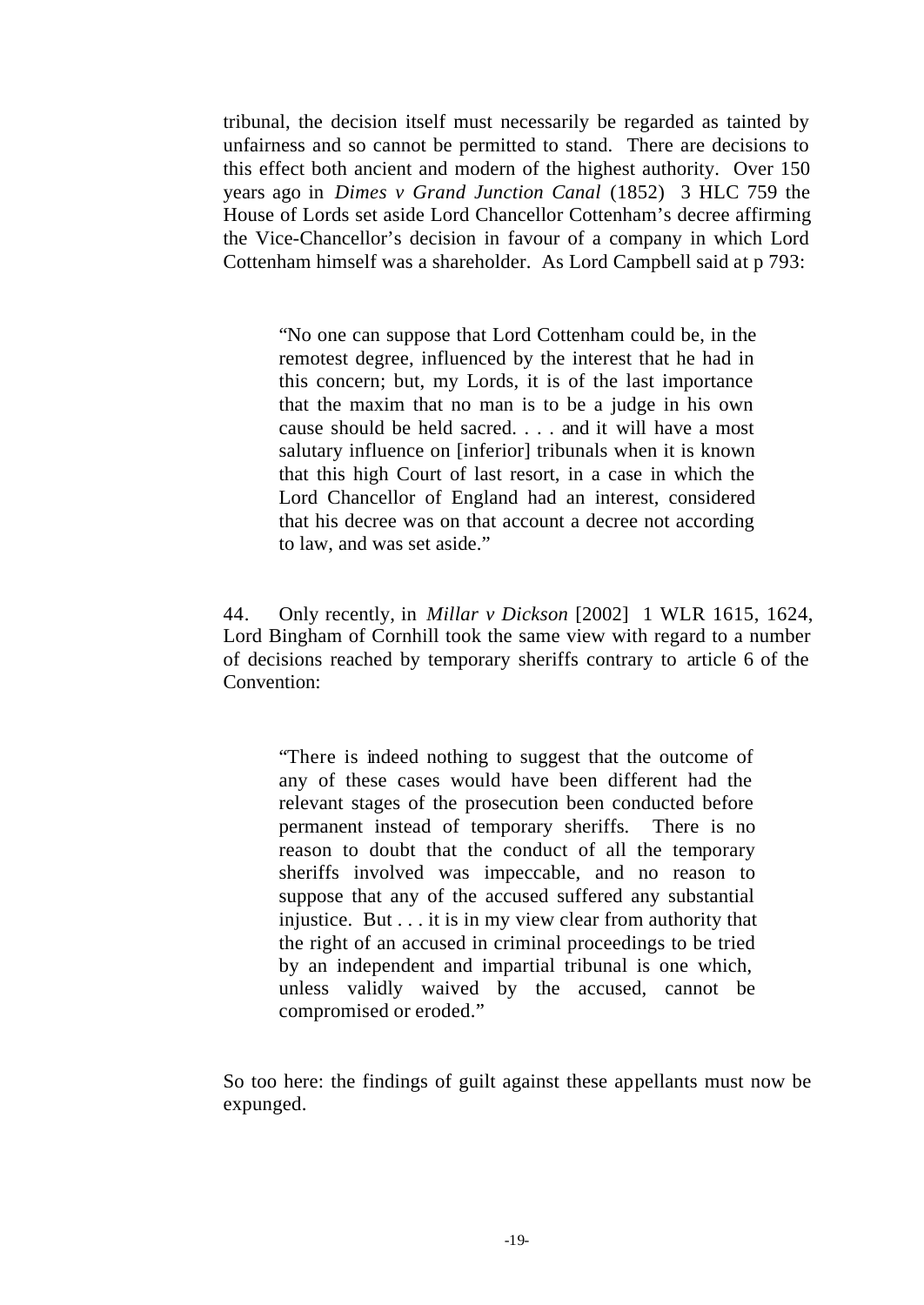tribunal, the decision itself must necessarily be regarded as tainted by unfairness and so cannot be permitted to stand. There are decisions to this effect both ancient and modern of the highest authority. Over 150 years ago in *Dimes v Grand Junction Canal* (1852) 3 HLC 759 the House of Lords set aside Lord Chancellor Cottenham's decree affirming the Vice-Chancellor's decision in favour of a company in which Lord Cottenham himself was a shareholder. As Lord Campbell said at p 793:

> "No one can suppose that Lord Cottenham could be, in the remotest degree, influenced by the interest that he had in this concern; but, my Lords, it is of the last importance that the maxim that no man is to be a judge in his own cause should be held sacred. . . . and it will have a most salutary influence on [inferior] tribunals when it is known that this high Court of last resort, in a case in which the Lord Chancellor of England had an interest, considered that his decree was on that account a decree not according to law, and was set aside."

44. Only recently, in *Millar v Dickson* [2002] 1 WLR 1615, 1624, Lord Bingham of Cornhill took the same view with regard to a number of decisions reached by temporary sheriffs contrary to article 6 of the Convention:

> "There is indeed nothing to suggest that the outcome of any of these cases would have been different had the relevant stages of the prosecution been conducted before permanent instead of temporary sheriffs. There is no reason to doubt that the conduct of all the temporary sheriffs involved was impeccable, and no reason to suppose that any of the accused suffered any substantial injustice. But . . . it is in my view clear from authority that the right of an accused in criminal proceedings to be tried by an independent and impartial tribunal is one which, unless validly waived by the accused, cannot be compromised or eroded."

So too here: the findings of guilt against these appellants must now be expunged.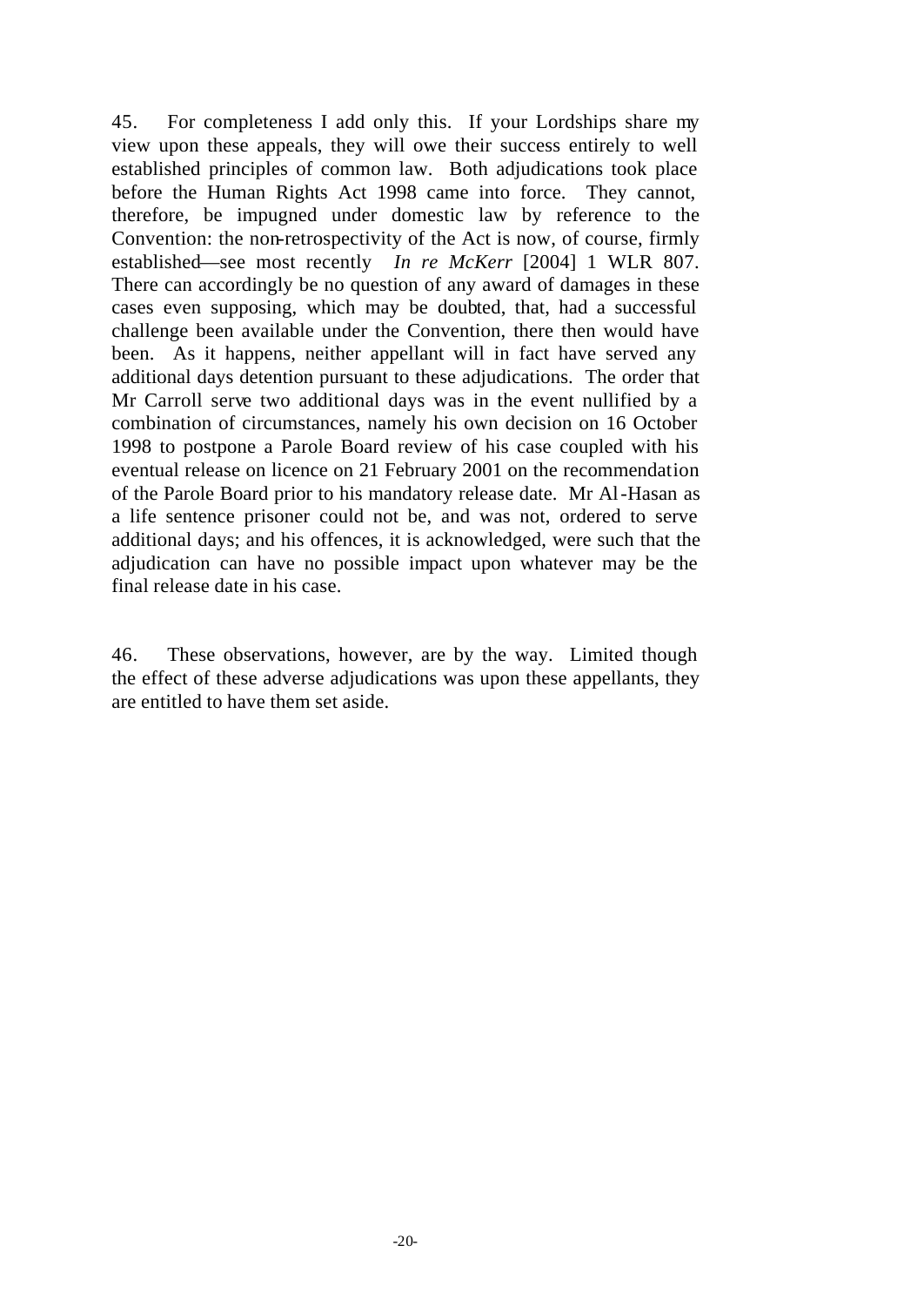45. For completeness I add only this. If your Lordships share my view upon these appeals, they will owe their success entirely to well established principles of common law. Both adjudications took place before the Human Rights Act 1998 came into force. They cannot, therefore, be impugned under domestic law by reference to the Convention: the non-retrospectivity of the Act is now, of course, firmly established—see most recently *In re McKerr* [2004] 1 WLR 807. There can accordingly be no question of any award of damages in these cases even supposing, which may be doubted, that, had a successful challenge been available under the Convention, there then would have been. As it happens, neither appellant will in fact have served any additional days detention pursuant to these adjudications. The order that Mr Carroll serve two additional days was in the event nullified by a combination of circumstances, namely his own decision on 16 October 1998 to postpone a Parole Board review of his case coupled with his eventual release on licence on 21 February 2001 on the recommendation of the Parole Board prior to his mandatory release date. Mr Al-Hasan as a life sentence prisoner could not be, and was not, ordered to serve additional days; and his offences, it is acknowledged, were such that the adjudication can have no possible impact upon whatever may be the final release date in his case.

46. These observations, however, are by the way. Limited though the effect of these adverse adjudications was upon these appellants, they are entitled to have them set aside.